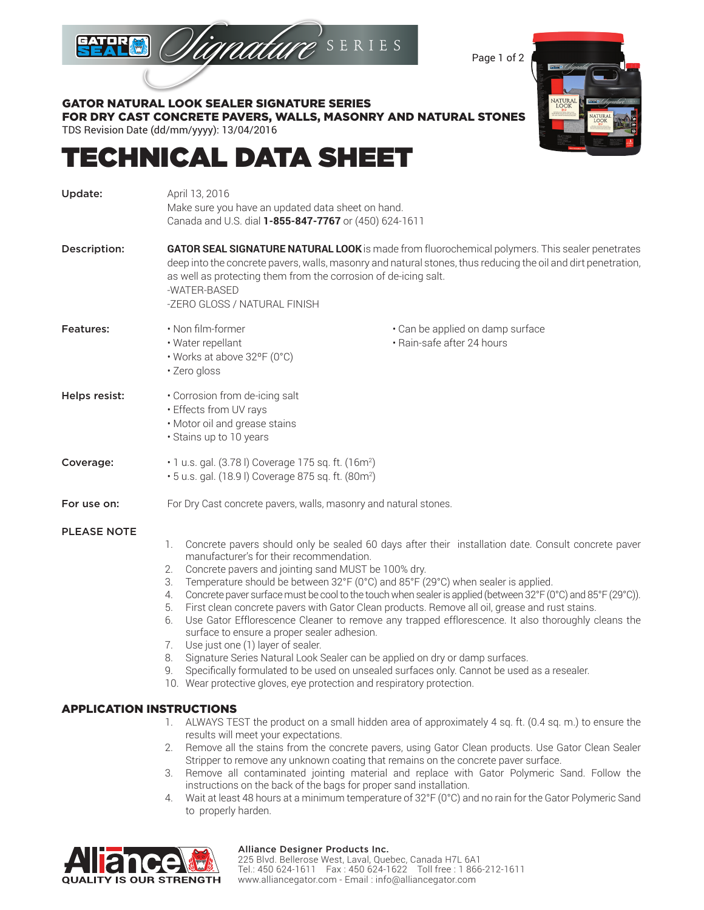GATOR NATURAL LOOK SEALER SIGNATURE SERIES
FOR DRY CAST CONCRETE PAVERS, WALLS, MASONRY AND NATURAL STONES

TDS Revision Date (dd/mm/yyyy): 13/04/2016

# TECHNICAL DATA SHEET

**Update:** April 13, 2016
Make sure you have an updated data sheet on hand.
Canada and U.S. dial **1-855-847-7767** or (450) 624-1611

**Description:** **GATOR SEAL SIGNATURE NATURAL LOOK** is made from fluorochemical polymers. This sealer penetrates deep into the concrete pavers, walls, masonry and natural stones, thus reducing the oil and dirt penetration, as well as protecting them from the corrosion of de-icing salt.
-WATER-BASED
-ZERO GLOSS / NATURAL FINISH

**Features:**
- Non film-former
- Water repellant
- Works at above 32ºF (0°C)
- Zero gloss
- Can be applied on damp surface
- Rain-safe after 24 hours

**Helps resist:**
- Corrosion from de-icing salt
- Effects from UV rays
- Motor oil and grease stains
- Stains up to 10 years

**Coverage:**
- 1 u.s. gal. (3.78 l) Coverage 175 sq. ft. (16m$^2$)
- 5 u.s. gal. (18.9 l) Coverage 875 sq. ft. (80m$^2$)

**For use on:** For Dry Cast concrete pavers, walls, masonry and natural stones.

**PLEASE NOTE**

1. Concrete pavers should only be sealed 60 days after their installation date. Consult concrete paver manufacturer's for their recommendation.
2. Concrete pavers and jointing sand MUST be 100% dry.
3. Temperature should be between 32°F (0°C) and 85°F (29°C) when sealer is applied.
4. Concrete paver surface must be cool to the touch when sealer is applied (between 32°F (0°C) and 85°F (29°C)).
5. First clean concrete pavers with Gator Clean products. Remove all oil, grease and rust stains.
6. Use Gator Efflorescence Cleaner to remove any trapped efflorescence. It also thoroughly cleans the surface to ensure a proper sealer adhesion.
7. Use just one (1) layer of sealer.
8. Signature Series Natural Look Sealer can be applied on dry or damp surfaces.
9. Specifically formulated to be used on unsealed surfaces only. Cannot be used as a resealer.
10. Wear protective gloves, eye protection and respiratory protection.

## APPLICATION INSTRUCTIONS

1. ALWAYS TEST the product on a small hidden area of approximately 4 sq. ft. (0.4 sq. m.) to ensure the results will meet your expectations.
2. Remove all the stains from the concrete pavers, using Gator Clean products. Use Gator Clean Sealer Stripper to remove any unknown coating that remains on the concrete paver surface.
3. Remove all contaminated jointing material and replace with Gator Polymeric Sand. Follow the instructions on the back of the bags for proper sand installation.
4. Wait at least 48 hours at a minimum temperature of 32°F (0°C) and no rain for the Gator Polymeric Sand to properly harden.

Alliance — QUALITY IS OUR STRENGTH

**Alliance Designer Products Inc.**
225 Blvd. Bellerose West, Laval, Quebec, Canada H7L 6A1
Tel.: 450 624-1611 Fax : 450 624-1622 Toll free : 1 866-212-1611
www.alliancegator.com - Email : info@alliancegator.com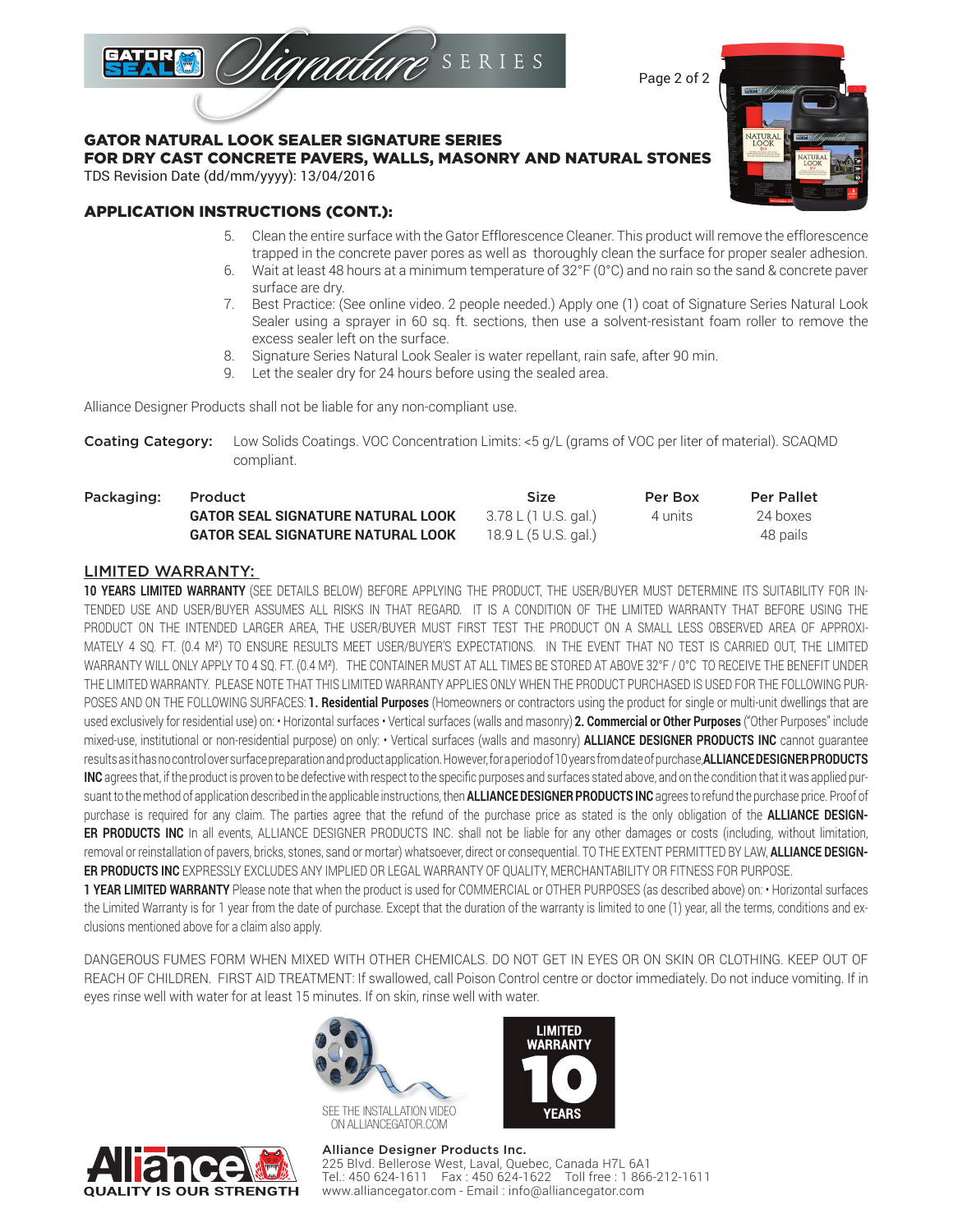## GATOR NATURAL LOOK SEALER SIGNATURE SERIES
## FOR DRY CAST CONCRETE PAVERS, WALLS, MASONRY AND NATURAL STONES

TDS Revision Date (dd/mm/yyyy): 13/04/2016

### APPLICATION INSTRUCTIONS (CONT.):

5. Clean the entire surface with the Gator Efflorescence Cleaner. This product will remove the efflorescence trapped in the concrete paver pores as well as thoroughly clean the surface for proper sealer adhesion.
6. Wait at least 48 hours at a minimum temperature of 32°F (0°C) and no rain so the sand & concrete paver surface are dry.
7. Best Practice: (See online video. 2 people needed.) Apply one (1) coat of Signature Series Natural Look Sealer using a sprayer in 60 sq. ft. sections, then use a solvent-resistant foam roller to remove the excess sealer left on the surface.
8. Signature Series Natural Look Sealer is water repellant, rain safe, after 90 min.
9. Let the sealer dry for 24 hours before using the sealed area.

Alliance Designer Products shall not be liable for any non-compliant use.

**Coating Category:** Low Solids Coatings. VOC Concentration Limits: <5 g/L (grams of VOC per liter of material). SCAQMD compliant.

**Packaging:**

| Product | Size | Per Box | Per Pallet |
|---|---|---|---|
| **GATOR SEAL SIGNATURE NATURAL LOOK** | 3.78 L (1 U.S. gal.) | 4 units | 24 boxes |
| **GATOR SEAL SIGNATURE NATURAL LOOK** | 18.9 L (5 U.S. gal.) | | 48 pails |

### LIMITED WARRANTY:

**10 YEARS LIMITED WARRANTY** (SEE DETAILS BELOW) BEFORE APPLYING THE PRODUCT, THE USER/BUYER MUST DETERMINE ITS SUITABILITY FOR INTENDED USE AND USER/BUYER ASSUMES ALL RISKS IN THAT REGARD. IT IS A CONDITION OF THE LIMITED WARRANTY THAT BEFORE USING THE PRODUCT ON THE INTENDED LARGER AREA, THE USER/BUYER MUST FIRST TEST THE PRODUCT ON A SMALL LESS OBSERVED AREA OF APPROXIMATELY 4 SQ. FT. (0.4 M²) TO ENSURE RESULTS MEET USER/BUYER'S EXPECTATIONS. IN THE EVENT THAT NO TEST IS CARRIED OUT, THE LIMITED WARRANTY WILL ONLY APPLY TO 4 SQ. FT. (0.4 M²). THE CONTAINER MUST AT ALL TIMES BE STORED AT ABOVE 32°F / 0°C TO RECEIVE THE BENEFIT UNDER THE LIMITED WARRANTY. PLEASE NOTE THAT THIS LIMITED WARRANTY APPLIES ONLY WHEN THE PRODUCT PURCHASED IS USED FOR THE FOLLOWING PURPOSES AND ON THE FOLLOWING SURFACES: **1. Residential Purposes** (Homeowners or contractors using the product for single or multi-unit dwellings that are used exclusively for residential use) on: • Horizontal surfaces • Vertical surfaces (walls and masonry) **2. Commercial or Other Purposes** ("Other Purposes" include mixed-use, institutional or non-residential purpose) on only: • Vertical surfaces (walls and masonry) **ALLIANCE DESIGNER PRODUCTS INC** cannot guarantee results as it has no control over surface preparation and product application. However, for a period of 10 years from date of purchase, **ALLIANCE DESIGNER PRODUCTS INC** agrees that, if the product is proven to be defective with respect to the specific purposes and surfaces stated above, and on the condition that it was applied pursuant to the method of application described in the applicable instructions, then **ALLIANCE DESIGNER PRODUCTS INC** agrees to refund the purchase price. Proof of purchase is required for any claim. The parties agree that the refund of the purchase price as stated is the only obligation of the **ALLIANCE DESIGNER PRODUCTS INC** In all events, ALLIANCE DESIGNER PRODUCTS INC. shall not be liable for any other damages or costs (including, without limitation, removal or reinstallation of pavers, bricks, stones, sand or mortar) whatsoever, direct or consequential. TO THE EXTENT PERMITTED BY LAW, **ALLIANCE DESIGNER PRODUCTS INC** EXPRESSLY EXCLUDES ANY IMPLIED OR LEGAL WARRANTY OF QUALITY, MERCHANTABILITY OR FITNESS FOR PURPOSE.

**1 YEAR LIMITED WARRANTY** Please note that when the product is used for COMMERCIAL or OTHER PURPOSES (as described above) on: • Horizontal surfaces the Limited Warranty is for 1 year from the date of purchase. Except that the duration of the warranty is limited to one (1) year, all the terms, conditions and exclusions mentioned above for a claim also apply.

DANGEROUS FUMES FORM WHEN MIXED WITH OTHER CHEMICALS. DO NOT GET IN EYES OR ON SKIN OR CLOTHING. KEEP OUT OF REACH OF CHILDREN. FIRST AID TREATMENT: If swallowed, call Poison Control centre or doctor immediately. Do not induce vomiting. If in eyes rinse well with water for at least 15 minutes. If on skin, rinse well with water.

SEE THE INSTALLATION VIDEO ON ALLIANCEGATOR.COM

LIMITED WARRANTY 10 YEARS

QUALITY IS OUR STRENGTH

**Alliance Designer Products Inc.**
225 Blvd. Bellerose West, Laval, Quebec, Canada H7L 6A1
Tel.: 450 624-1611 Fax : 450 624-1622 Toll free : 1 866-212-1611
www.alliancegator.com - Email : info@alliancegator.com